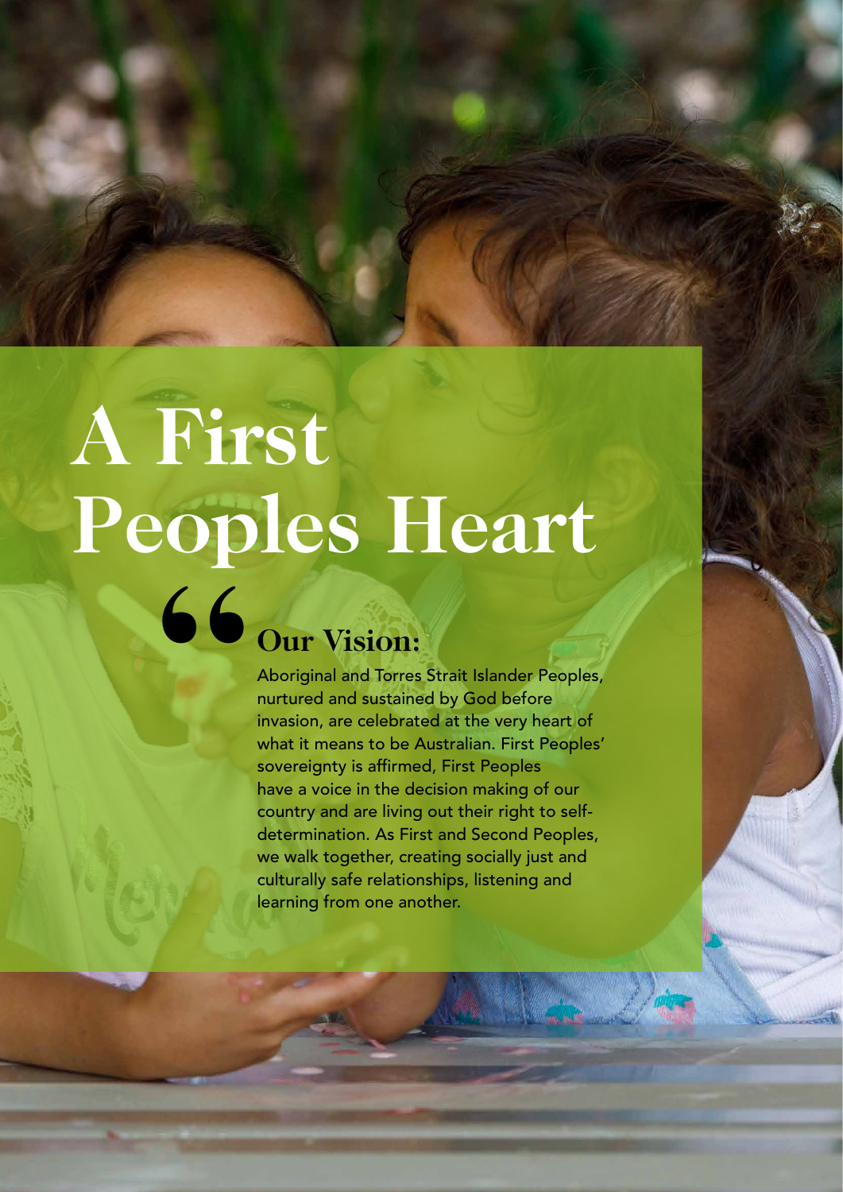# A First Peoples Heart

## Our Vision:

Aboriginal and Torres Strait Islander Peoples, nurtured and sustained by God before invasion, are celebrated at the very heart of what it means to be Australian. First Peoples' sovereignty is affirmed, First Peoples have a voice in the decision making of our country and are living out their right to self-determination. As First and Second Peoples, we walk together, creating socially just and culturally safe relationships, listening and learning from one another.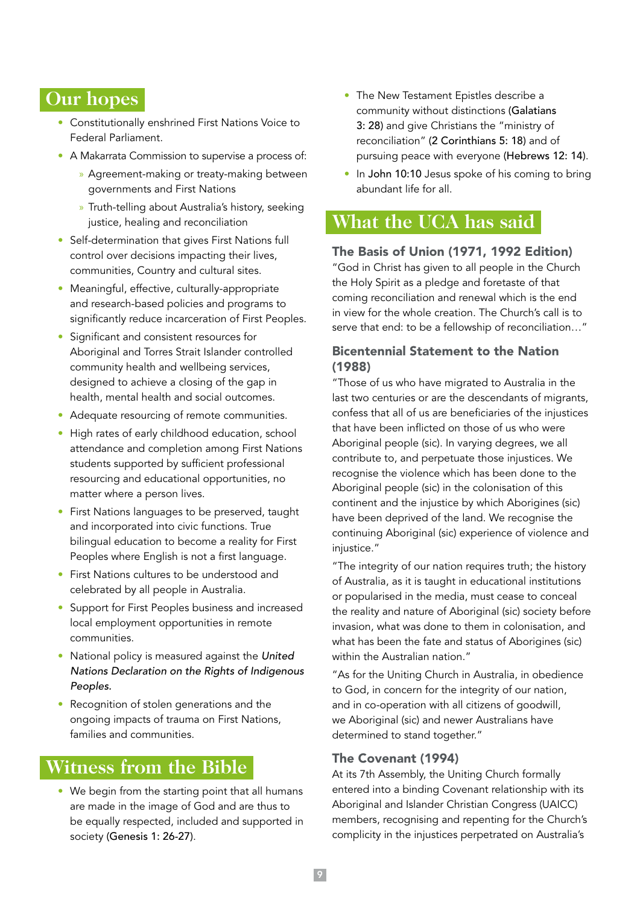## Our hopes

- Constitutionally enshrined First Nations Voice to Federal Parliament.
- A Makarrata Commission to supervise a process of:
  - Agreement-making or treaty-making between governments and First Nations
  - Truth-telling about Australia's history, seeking justice, healing and reconciliation
- Self-determination that gives First Nations full control over decisions impacting their lives, communities, Country and cultural sites.
- Meaningful, effective, culturally-appropriate and research-based policies and programs to significantly reduce incarceration of First Peoples.
- Significant and consistent resources for Aboriginal and Torres Strait Islander controlled community health and wellbeing services, designed to achieve a closing of the gap in health, mental health and social outcomes.
- Adequate resourcing of remote communities.
- High rates of early childhood education, school attendance and completion among First Nations students supported by sufficient professional resourcing and educational opportunities, no matter where a person lives.
- First Nations languages to be preserved, taught and incorporated into civic functions. True bilingual education to become a reality for First Peoples where English is not a first language.
- First Nations cultures to be understood and celebrated by all people in Australia.
- Support for First Peoples business and increased local employment opportunities in remote communities.
- National policy is measured against the *United Nations Declaration on the Rights of Indigenous Peoples.*
- Recognition of stolen generations and the ongoing impacts of trauma on First Nations, families and communities.

## Witness from the Bible

- We begin from the starting point that all humans are made in the image of God and are thus to be equally respected, included and supported in society (Genesis 1: 26-27).
- The New Testament Epistles describe a community without distinctions (Galatians 3: 28) and give Christians the "ministry of reconciliation" (2 Corinthians 5: 18) and of pursuing peace with everyone (Hebrews 12: 14).
- In John 10:10 Jesus spoke of his coming to bring abundant life for all.

## What the UCA has said

### The Basis of Union (1971, 1992 Edition)

"God in Christ has given to all people in the Church the Holy Spirit as a pledge and foretaste of that coming reconciliation and renewal which is the end in view for the whole creation. The Church's call is to serve that end: to be a fellowship of reconciliation…"

### Bicentennial Statement to the Nation (1988)

"Those of us who have migrated to Australia in the last two centuries or are the descendants of migrants, confess that all of us are beneficiaries of the injustices that have been inflicted on those of us who were Aboriginal people (sic). In varying degrees, we all contribute to, and perpetuate those injustices. We recognise the violence which has been done to the Aboriginal people (sic) in the colonisation of this continent and the injustice by which Aborigines (sic) have been deprived of the land. We recognise the continuing Aboriginal (sic) experience of violence and injustice."

"The integrity of our nation requires truth; the history of Australia, as it is taught in educational institutions or popularised in the media, must cease to conceal the reality and nature of Aboriginal (sic) society before invasion, what was done to them in colonisation, and what has been the fate and status of Aborigines (sic) within the Australian nation."

"As for the Uniting Church in Australia, in obedience to God, in concern for the integrity of our nation, and in co-operation with all citizens of goodwill, we Aboriginal (sic) and newer Australians have determined to stand together."

### The Covenant (1994)

At its 7th Assembly, the Uniting Church formally entered into a binding Covenant relationship with its Aboriginal and Islander Christian Congress (UAICC) members, recognising and repenting for the Church's complicity in the injustices perpetrated on Australia's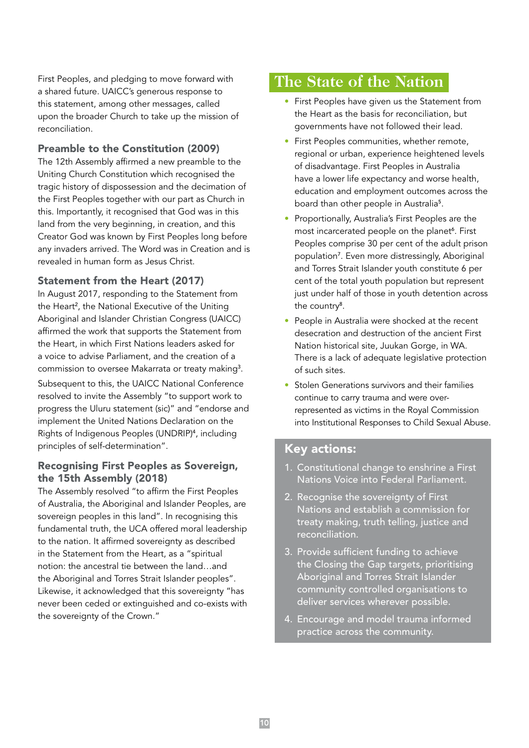First Peoples, and pledging to move forward with a shared future. UAICC's generous response to this statement, among other messages, called upon the broader Church to take up the mission of reconciliation.

### Preamble to the Constitution (2009)

The 12th Assembly affirmed a new preamble to the Uniting Church Constitution which recognised the tragic history of dispossession and the decimation of the First Peoples together with our part as Church in this. Importantly, it recognised that God was in this land from the very beginning, in creation, and this Creator God was known by First Peoples long before any invaders arrived. The Word was in Creation and is revealed in human form as Jesus Christ.

### Statement from the Heart (2017)

In August 2017, responding to the Statement from the Heart[2], the National Executive of the Uniting Aboriginal and Islander Christian Congress (UAICC) affirmed the work that supports the Statement from the Heart, in which First Nations leaders asked for a voice to advise Parliament, and the creation of a commission to oversee Makarrata or treaty making[3].

Subsequent to this, the UAICC National Conference resolved to invite the Assembly "to support work to progress the Uluru statement (sic)" and "endorse and implement the United Nations Declaration on the Rights of Indigenous Peoples (UNDRIP)[4], including principles of self-determination".

### Recognising First Peoples as Sovereign, the 15th Assembly (2018)

The Assembly resolved "to affirm the First Peoples of Australia, the Aboriginal and Islander Peoples, are sovereign peoples in this land". In recognising this fundamental truth, the UCA offered moral leadership to the nation. It affirmed sovereignty as described in the Statement from the Heart, as a "spiritual notion: the ancestral tie between the land…and the Aboriginal and Torres Strait Islander peoples". Likewise, it acknowledged that this sovereignty "has never been ceded or extinguished and co-exists with the sovereignty of the Crown."

## The State of the Nation

- First Peoples have given us the Statement from the Heart as the basis for reconciliation, but governments have not followed their lead.
- First Peoples communities, whether remote, regional or urban, experience heightened levels of disadvantage. First Peoples in Australia have a lower life expectancy and worse health, education and employment outcomes across the board than other people in Australia[5].
- Proportionally, Australia's First Peoples are the most incarcerated people on the planet[6]. First Peoples comprise 30 per cent of the adult prison population[7]. Even more distressingly, Aboriginal and Torres Strait Islander youth constitute 6 per cent of the total youth population but represent just under half of those in youth detention across the country[8].
- People in Australia were shocked at the recent desecration and destruction of the ancient First Nation historical site, Juukan Gorge, in WA. There is a lack of adequate legislative protection of such sites.
- Stolen Generations survivors and their families continue to carry trauma and were over-represented as victims in the Royal Commission into Institutional Responses to Child Sexual Abuse.

### Key actions:

1. Constitutional change to enshrine a First Nations Voice into Federal Parliament.
2. Recognise the sovereignty of First Nations and establish a commission for treaty making, truth telling, justice and reconciliation.
3. Provide sufficient funding to achieve the Closing the Gap targets, prioritising Aboriginal and Torres Strait Islander community controlled organisations to deliver services wherever possible.
4. Encourage and model trauma informed practice across the community.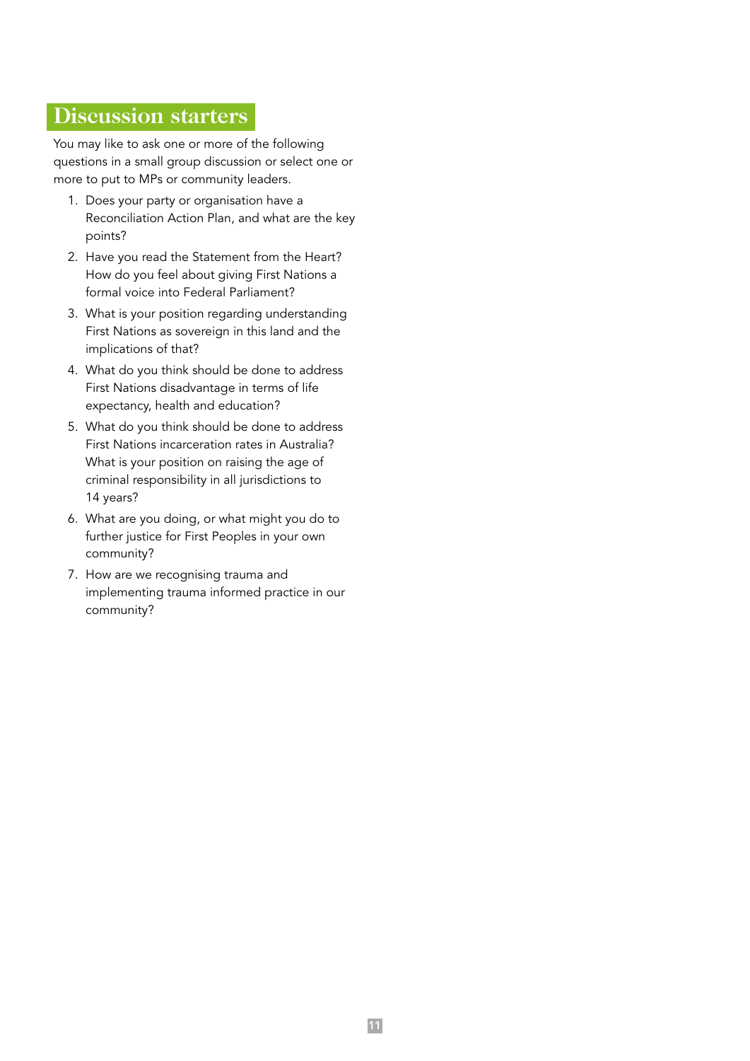## Discussion starters

You may like to ask one or more of the following questions in a small group discussion or select one or more to put to MPs or community leaders.

1. Does your party or organisation have a Reconciliation Action Plan, and what are the key points?
2. Have you read the Statement from the Heart? How do you feel about giving First Nations a formal voice into Federal Parliament?
3. What is your position regarding understanding First Nations as sovereign in this land and the implications of that?
4. What do you think should be done to address First Nations disadvantage in terms of life expectancy, health and education?
5. What do you think should be done to address First Nations incarceration rates in Australia? What is your position on raising the age of criminal responsibility in all jurisdictions to 14 years?
6. What are you doing, or what might you do to further justice for First Peoples in your own community?
7. How are we recognising trauma and implementing trauma informed practice in our community?